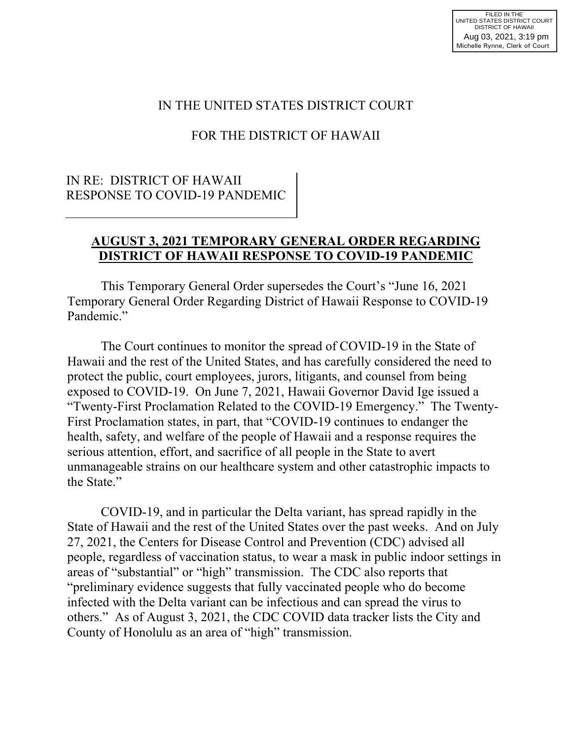FILED IN THE
UNITED STATES DISTRICT COURT
DISTRICT OF HAWAII
Aug 03, 2021, 3:19 pm
Michelle Rynne, Clerk of Court

IN THE UNITED STATES DISTRICT COURT

FOR THE DISTRICT OF HAWAII

IN RE: DISTRICT OF HAWAII
RESPONSE TO COVID-19 PANDEMIC

## AUGUST 3, 2021 TEMPORARY GENERAL ORDER REGARDING DISTRICT OF HAWAII RESPONSE TO COVID-19 PANDEMIC

This Temporary General Order supersedes the Court's "June 16, 2021 Temporary General Order Regarding District of Hawaii Response to COVID-19 Pandemic."

The Court continues to monitor the spread of COVID-19 in the State of Hawaii and the rest of the United States, and has carefully considered the need to protect the public, court employees, jurors, litigants, and counsel from being exposed to COVID-19. On June 7, 2021, Hawaii Governor David Ige issued a "Twenty-First Proclamation Related to the COVID-19 Emergency." The Twenty-First Proclamation states, in part, that "COVID-19 continues to endanger the health, safety, and welfare of the people of Hawaii and a response requires the serious attention, effort, and sacrifice of all people in the State to avert unmanageable strains on our healthcare system and other catastrophic impacts to the State."

COVID-19, and in particular the Delta variant, has spread rapidly in the State of Hawaii and the rest of the United States over the past weeks. And on July 27, 2021, the Centers for Disease Control and Prevention (CDC) advised all people, regardless of vaccination status, to wear a mask in public indoor settings in areas of "substantial" or "high" transmission. The CDC also reports that "preliminary evidence suggests that fully vaccinated people who do become infected with the Delta variant can be infectious and can spread the virus to others." As of August 3, 2021, the CDC COVID data tracker lists the City and County of Honolulu as an area of "high" transmission.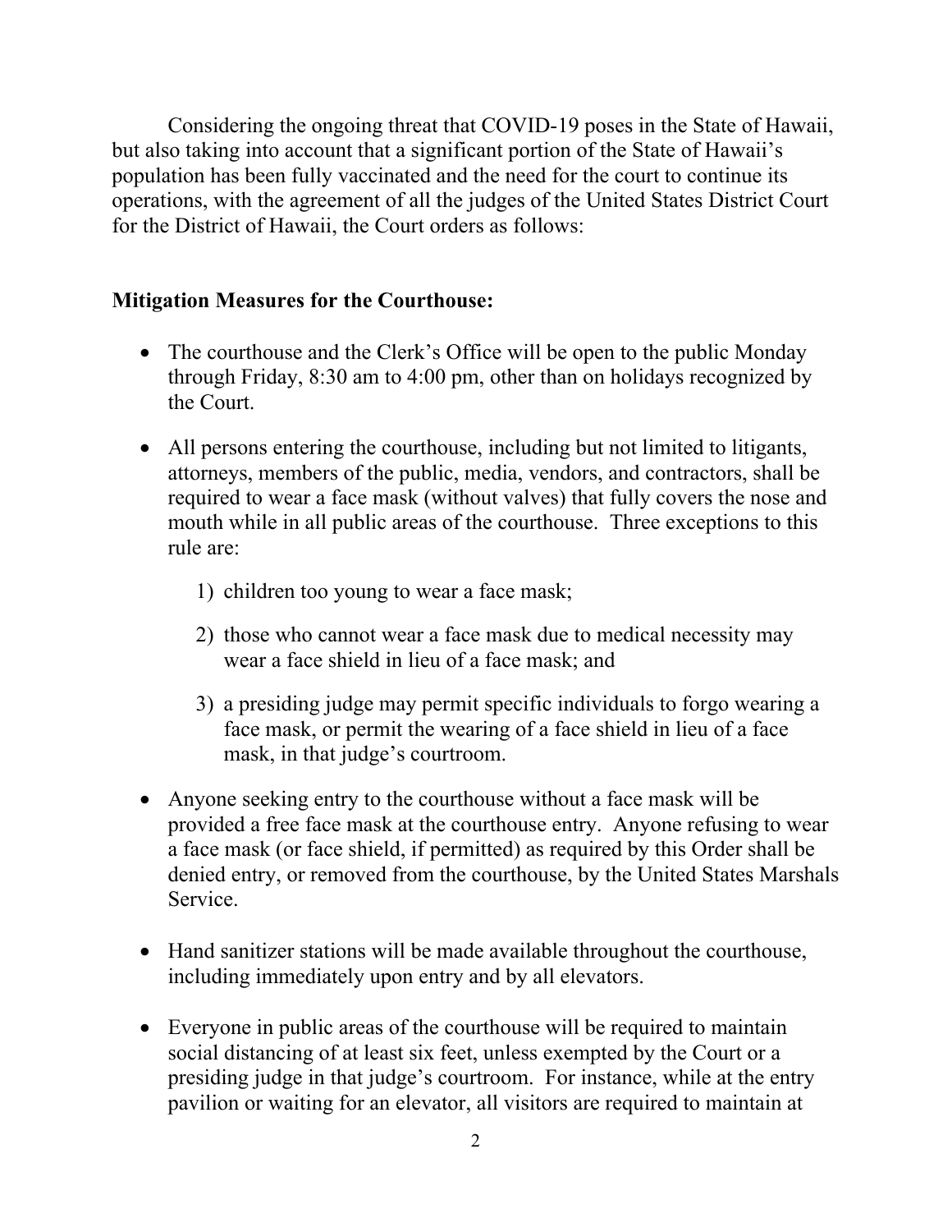Considering the ongoing threat that COVID-19 poses in the State of Hawaii, but also taking into account that a significant portion of the State of Hawaii's population has been fully vaccinated and the need for the court to continue its operations, with the agreement of all the judges of the United States District Court for the District of Hawaii, the Court orders as follows:

**Mitigation Measures for the Courthouse:**

- The courthouse and the Clerk's Office will be open to the public Monday through Friday, 8:30 am to 4:00 pm, other than on holidays recognized by the Court.

- All persons entering the courthouse, including but not limited to litigants, attorneys, members of the public, media, vendors, and contractors, shall be required to wear a face mask (without valves) that fully covers the nose and mouth while in all public areas of the courthouse. Three exceptions to this rule are:

  1) children too young to wear a face mask;

  2) those who cannot wear a face mask due to medical necessity may wear a face shield in lieu of a face mask; and

  3) a presiding judge may permit specific individuals to forgo wearing a face mask, or permit the wearing of a face shield in lieu of a face mask, in that judge's courtroom.

- Anyone seeking entry to the courthouse without a face mask will be provided a free face mask at the courthouse entry. Anyone refusing to wear a face mask (or face shield, if permitted) as required by this Order shall be denied entry, or removed from the courthouse, by the United States Marshals Service.

- Hand sanitizer stations will be made available throughout the courthouse, including immediately upon entry and by all elevators.

- Everyone in public areas of the courthouse will be required to maintain social distancing of at least six feet, unless exempted by the Court or a presiding judge in that judge's courtroom. For instance, while at the entry pavilion or waiting for an elevator, all visitors are required to maintain at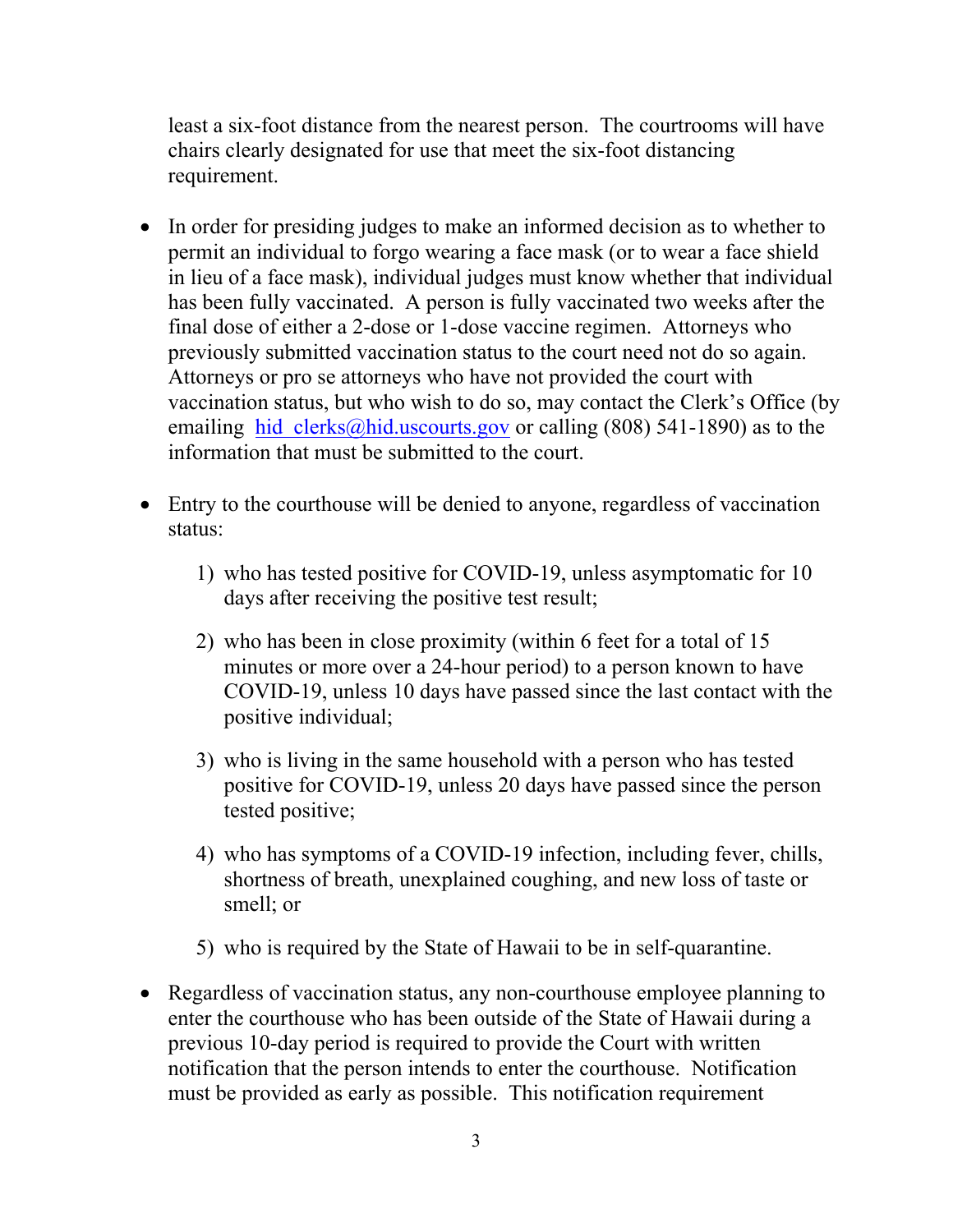least a six-foot distance from the nearest person. The courtrooms will have chairs clearly designated for use that meet the six-foot distancing requirement.

- In order for presiding judges to make an informed decision as to whether to permit an individual to forgo wearing a face mask (or to wear a face shield in lieu of a face mask), individual judges must know whether that individual has been fully vaccinated. A person is fully vaccinated two weeks after the final dose of either a 2-dose or 1-dose vaccine regimen. Attorneys who previously submitted vaccination status to the court need not do so again. Attorneys or pro se attorneys who have not provided the court with vaccination status, but who wish to do so, may contact the Clerk's Office (by emailing hid_clerks@hid.uscourts.gov or calling (808) 541-1890) as to the information that must be submitted to the court.

- Entry to the courthouse will be denied to anyone, regardless of vaccination status:

    1) who has tested positive for COVID-19, unless asymptomatic for 10 days after receiving the positive test result;

    2) who has been in close proximity (within 6 feet for a total of 15 minutes or more over a 24-hour period) to a person known to have COVID-19, unless 10 days have passed since the last contact with the positive individual;

    3) who is living in the same household with a person who has tested positive for COVID-19, unless 20 days have passed since the person tested positive;

    4) who has symptoms of a COVID-19 infection, including fever, chills, shortness of breath, unexplained coughing, and new loss of taste or smell; or

    5) who is required by the State of Hawaii to be in self-quarantine.

- Regardless of vaccination status, any non-courthouse employee planning to enter the courthouse who has been outside of the State of Hawaii during a previous 10-day period is required to provide the Court with written notification that the person intends to enter the courthouse. Notification must be provided as early as possible. This notification requirement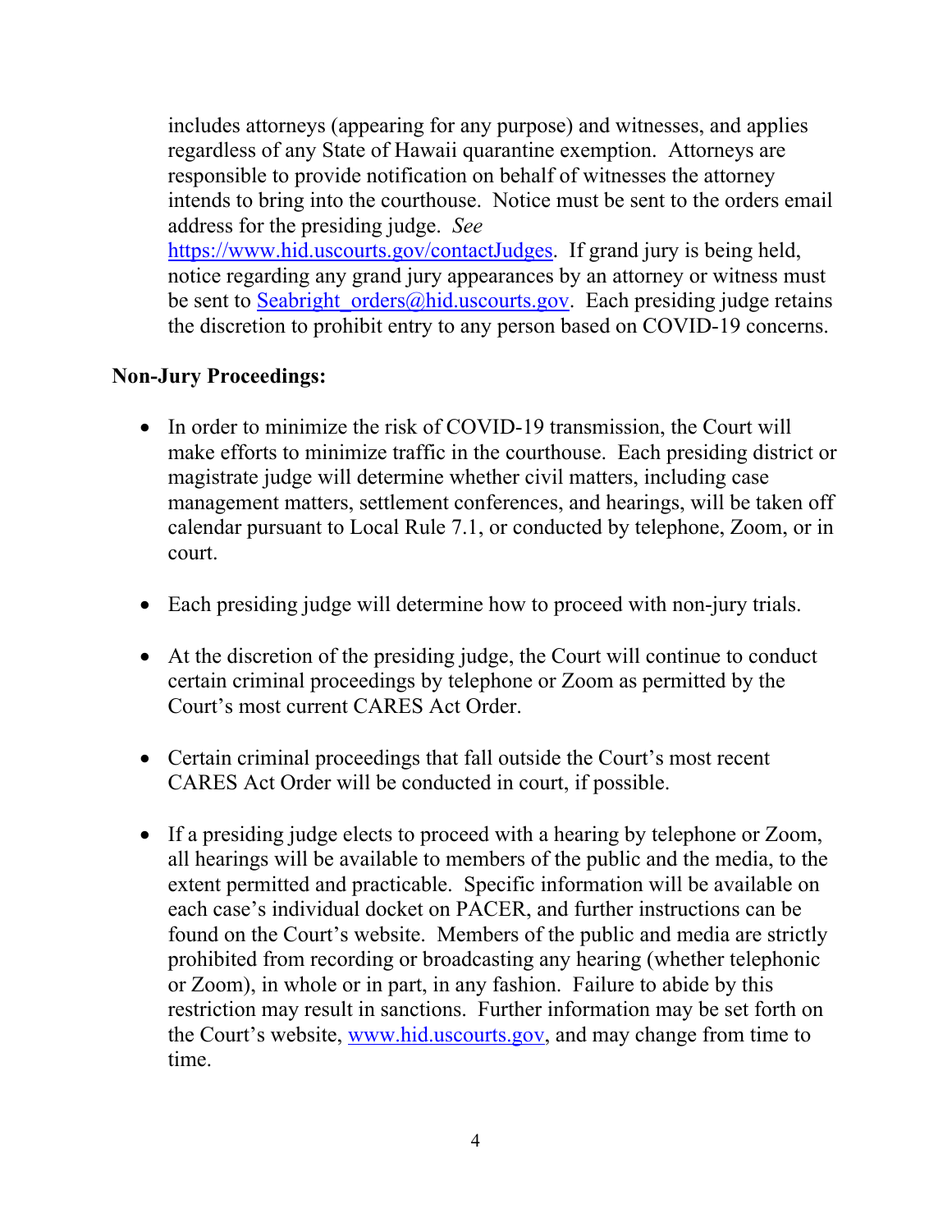includes attorneys (appearing for any purpose) and witnesses, and applies regardless of any State of Hawaii quarantine exemption. Attorneys are responsible to provide notification on behalf of witnesses the attorney intends to bring into the courthouse. Notice must be sent to the orders email address for the presiding judge. *See* https://www.hid.uscourts.gov/contactJudges. If grand jury is being held, notice regarding any grand jury appearances by an attorney or witness must be sent to Seabright_orders@hid.uscourts.gov. Each presiding judge retains the discretion to prohibit entry to any person based on COVID-19 concerns.

**Non-Jury Proceedings:**

- In order to minimize the risk of COVID-19 transmission, the Court will make efforts to minimize traffic in the courthouse. Each presiding district or magistrate judge will determine whether civil matters, including case management matters, settlement conferences, and hearings, will be taken off calendar pursuant to Local Rule 7.1, or conducted by telephone, Zoom, or in court.

- Each presiding judge will determine how to proceed with non-jury trials.

- At the discretion of the presiding judge, the Court will continue to conduct certain criminal proceedings by telephone or Zoom as permitted by the Court's most current CARES Act Order.

- Certain criminal proceedings that fall outside the Court's most recent CARES Act Order will be conducted in court, if possible.

- If a presiding judge elects to proceed with a hearing by telephone or Zoom, all hearings will be available to members of the public and the media, to the extent permitted and practicable. Specific information will be available on each case's individual docket on PACER, and further instructions can be found on the Court's website. Members of the public and media are strictly prohibited from recording or broadcasting any hearing (whether telephonic or Zoom), in whole or in part, in any fashion. Failure to abide by this restriction may result in sanctions. Further information may be set forth on the Court's website, www.hid.uscourts.gov, and may change from time to time.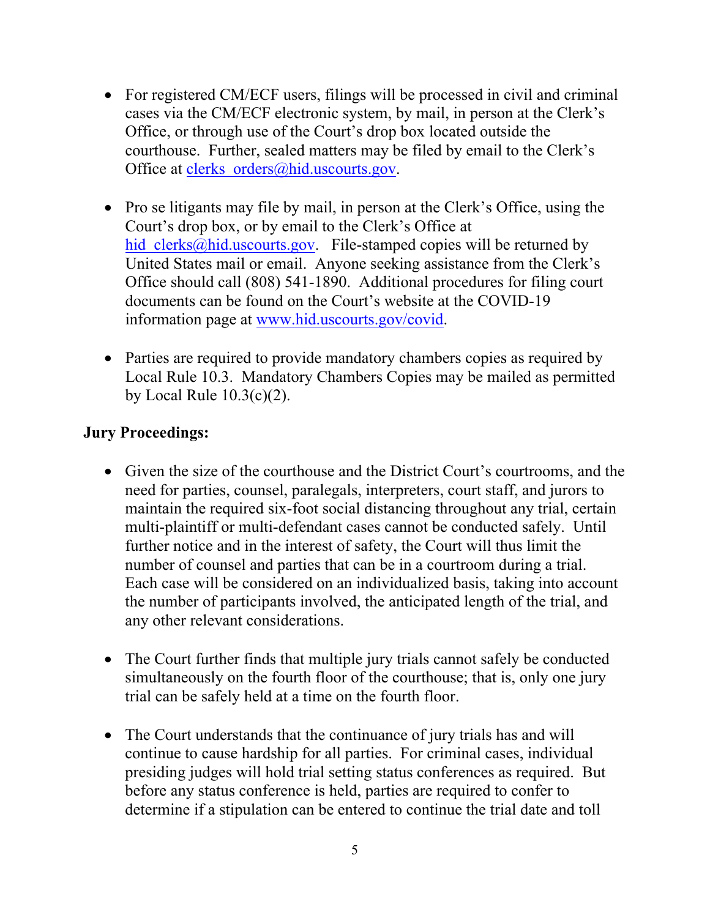- For registered CM/ECF users, filings will be processed in civil and criminal cases via the CM/ECF electronic system, by mail, in person at the Clerk's Office, or through use of the Court's drop box located outside the courthouse. Further, sealed matters may be filed by email to the Clerk's Office at clerks_orders@hid.uscourts.gov.

- Pro se litigants may file by mail, in person at the Clerk's Office, using the Court's drop box, or by email to the Clerk's Office at hid_clerks@hid.uscourts.gov. File-stamped copies will be returned by United States mail or email. Anyone seeking assistance from the Clerk's Office should call (808) 541-1890. Additional procedures for filing court documents can be found on the Court's website at the COVID-19 information page at www.hid.uscourts.gov/covid.

- Parties are required to provide mandatory chambers copies as required by Local Rule 10.3. Mandatory Chambers Copies may be mailed as permitted by Local Rule 10.3(c)(2).

**Jury Proceedings:**

- Given the size of the courthouse and the District Court's courtrooms, and the need for parties, counsel, paralegals, interpreters, court staff, and jurors to maintain the required six-foot social distancing throughout any trial, certain multi-plaintiff or multi-defendant cases cannot be conducted safely. Until further notice and in the interest of safety, the Court will thus limit the number of counsel and parties that can be in a courtroom during a trial. Each case will be considered on an individualized basis, taking into account the number of participants involved, the anticipated length of the trial, and any other relevant considerations.

- The Court further finds that multiple jury trials cannot safely be conducted simultaneously on the fourth floor of the courthouse; that is, only one jury trial can be safely held at a time on the fourth floor.

- The Court understands that the continuance of jury trials has and will continue to cause hardship for all parties. For criminal cases, individual presiding judges will hold trial setting status conferences as required. But before any status conference is held, parties are required to confer to determine if a stipulation can be entered to continue the trial date and toll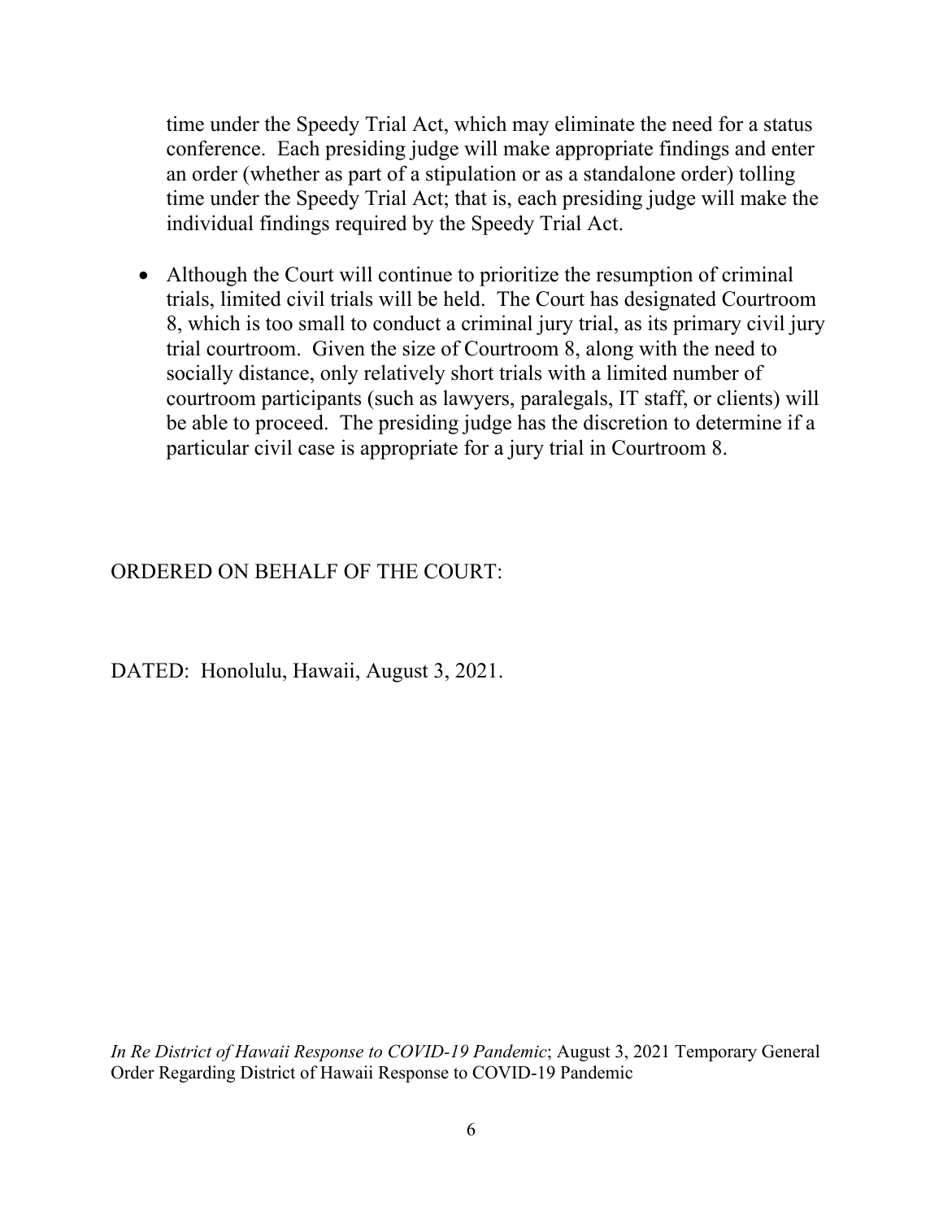time under the Speedy Trial Act, which may eliminate the need for a status conference. Each presiding judge will make appropriate findings and enter an order (whether as part of a stipulation or as a standalone order) tolling time under the Speedy Trial Act; that is, each presiding judge will make the individual findings required by the Speedy Trial Act.

- Although the Court will continue to prioritize the resumption of criminal trials, limited civil trials will be held. The Court has designated Courtroom 8, which is too small to conduct a criminal jury trial, as its primary civil jury trial courtroom. Given the size of Courtroom 8, along with the need to socially distance, only relatively short trials with a limited number of courtroom participants (such as lawyers, paralegals, IT staff, or clients) will be able to proceed. The presiding judge has the discretion to determine if a particular civil case is appropriate for a jury trial in Courtroom 8.

ORDERED ON BEHALF OF THE COURT:

DATED: Honolulu, Hawaii, August 3, 2021.

*In Re District of Hawaii Response to COVID-19 Pandemic*; August 3, 2021 Temporary General Order Regarding District of Hawaii Response to COVID-19 Pandemic